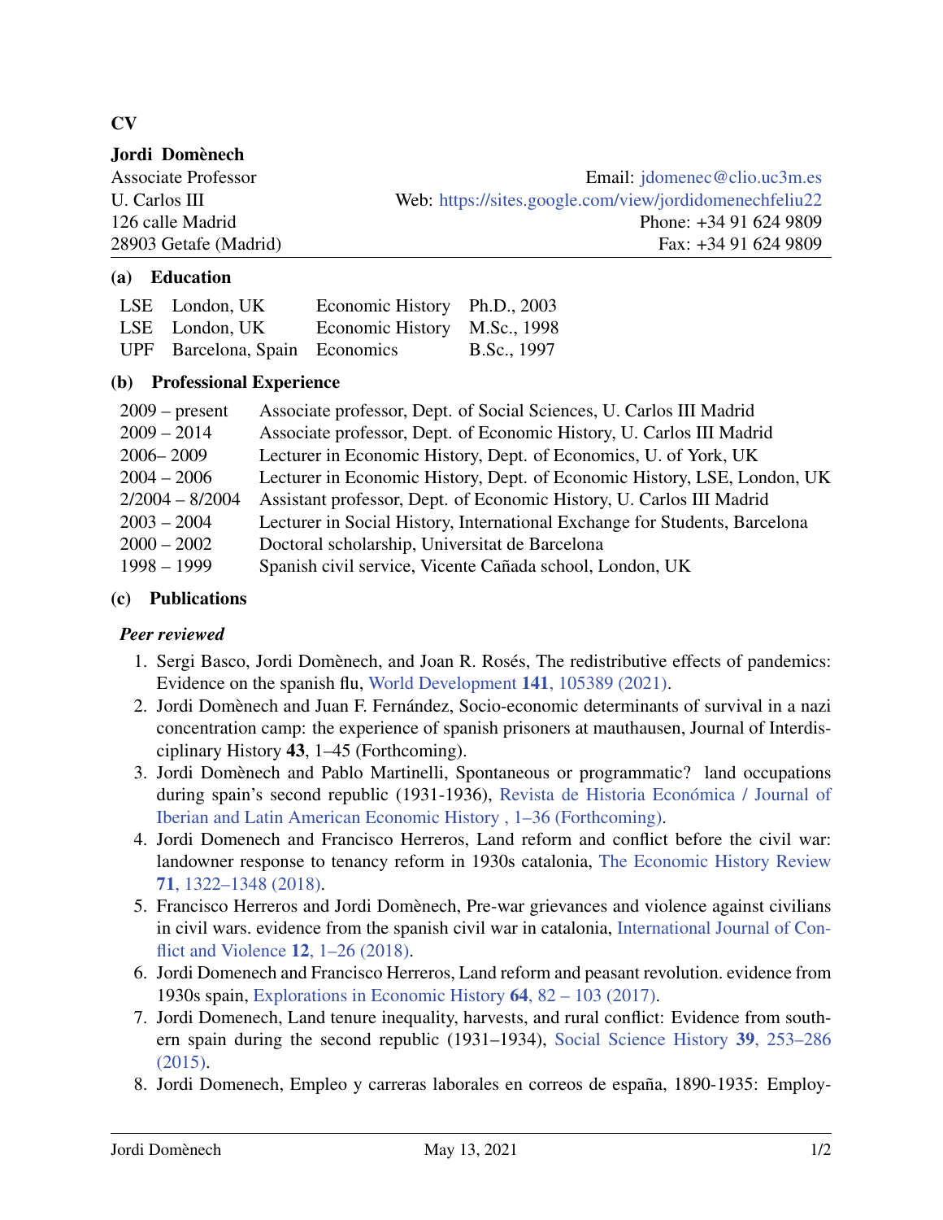# CV

**Jordi Domènech**

Associate Professor
U. Carlos III
126 calle Madrid
28903 Getafe (Madrid)

Email: jdomenec@clio.uc3m.es
Web: https://sites.google.com/view/jordidomenechfeliu22
Phone: +34 91 624 9809
Fax: +34 91 624 9809

## (a) Education

| | | | |
|---|---|---|---|
| LSE | London, UK | Economic History | Ph.D., 2003 |
| LSE | London, UK | Economic History | M.Sc., 1998 |
| UPF | Barcelona, Spain | Economics | B.Sc., 1997 |

## (b) Professional Experience

| | |
|---|---|
| 2009 – present | Associate professor, Dept. of Social Sciences, U. Carlos III Madrid |
| 2009 – 2014 | Associate professor, Dept. of Economic History, U. Carlos III Madrid |
| 2006– 2009 | Lecturer in Economic History, Dept. of Economics, U. of York, UK |
| 2004 – 2006 | Lecturer in Economic History, Dept. of Economic History, LSE, London, UK |
| 2/2004 – 8/2004 | Assistant professor, Dept. of Economic History, U. Carlos III Madrid |
| 2003 – 2004 | Lecturer in Social History, International Exchange for Students, Barcelona |
| 2000 – 2002 | Doctoral scholarship, Universitat de Barcelona |
| 1998 – 1999 | Spanish civil service, Vicente Cañada school, London, UK |

## (c) Publications

### *Peer reviewed*

1. Sergi Basco, Jordi Domènech, and Joan R. Rosés, The redistributive effects of pandemics: Evidence on the spanish flu, World Development **141**, 105389 (2021).
2. Jordi Domènech and Juan F. Fernández, Socio-economic determinants of survival in a nazi concentration camp: the experience of spanish prisoners at mauthausen, Journal of Interdisciplinary History **43**, 1–45 (Forthcoming).
3. Jordi Domènech and Pablo Martinelli, Spontaneous or programmatic? land occupations during spain's second republic (1931-1936), Revista de Historia Económica / Journal of Iberian and Latin American Economic History , 1–36 (Forthcoming).
4. Jordi Domenech and Francisco Herreros, Land reform and conflict before the civil war: landowner response to tenancy reform in 1930s catalonia, The Economic History Review **71**, 1322–1348 (2018).
5. Francisco Herreros and Jordi Domènech, Pre-war grievances and violence against civilians in civil wars. evidence from the spanish civil war in catalonia, International Journal of Conflict and Violence **12**, 1–26 (2018).
6. Jordi Domenech and Francisco Herreros, Land reform and peasant revolution. evidence from 1930s spain, Explorations in Economic History **64**, 82 – 103 (2017).
7. Jordi Domenech, Land tenure inequality, harvests, and rural conflict: Evidence from southern spain during the second republic (1931–1934), Social Science History **39**, 253–286 (2015).
8. Jordi Domenech, Empleo y carreras laborales en correos de españa, 1890-1935: Employ-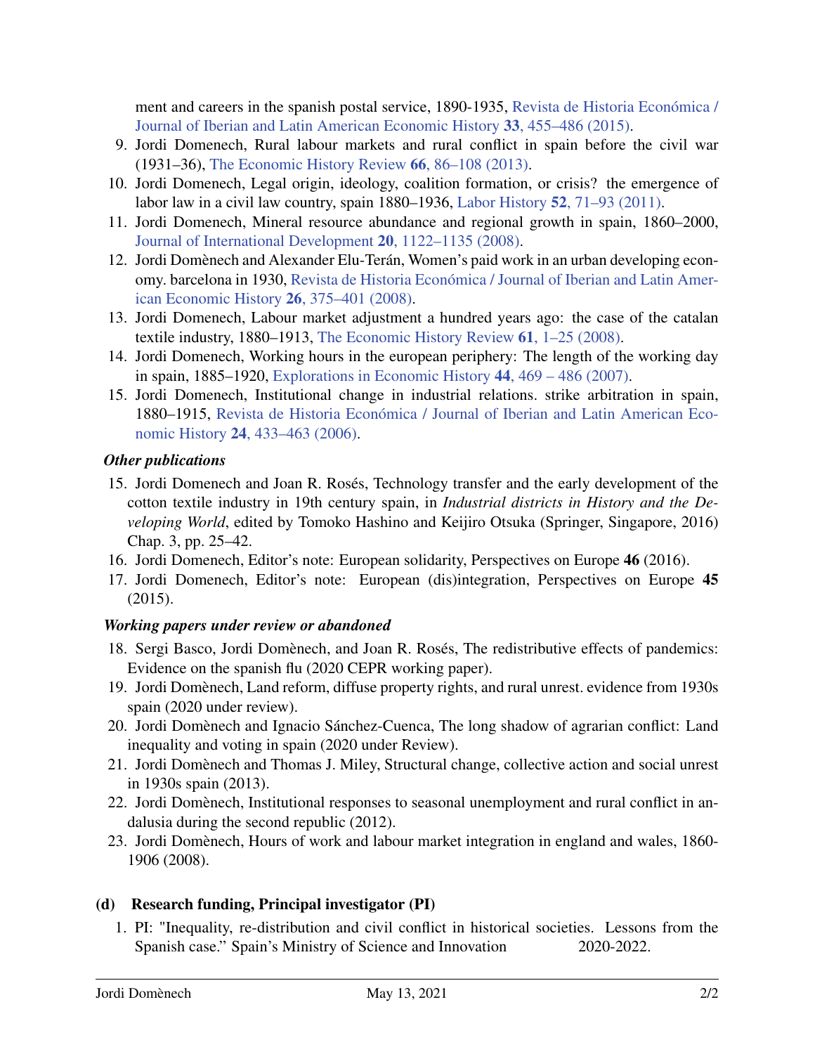ment and careers in the spanish postal service, 1890-1935, Revista de Historia Económica / Journal of Iberian and Latin American Economic History **33**, 455–486 (2015).

9. Jordi Domenech, Rural labour markets and rural conflict in spain before the civil war (1931–36), The Economic History Review **66**, 86–108 (2013).
10. Jordi Domenech, Legal origin, ideology, coalition formation, or crisis? the emergence of labor law in a civil law country, spain 1880–1936, Labor History **52**, 71–93 (2011).
11. Jordi Domenech, Mineral resource abundance and regional growth in spain, 1860–2000, Journal of International Development **20**, 1122–1135 (2008).
12. Jordi Domènech and Alexander Elu-Terán, Women's paid work in an urban developing economy. barcelona in 1930, Revista de Historia Económica / Journal of Iberian and Latin American Economic History **26**, 375–401 (2008).
13. Jordi Domenech, Labour market adjustment a hundred years ago: the case of the catalan textile industry, 1880–1913, The Economic History Review **61**, 1–25 (2008).
14. Jordi Domenech, Working hours in the european periphery: The length of the working day in spain, 1885–1920, Explorations in Economic History **44**, 469 – 486 (2007).
15. Jordi Domenech, Institutional change in industrial relations. strike arbitration in spain, 1880–1915, Revista de Historia Económica / Journal of Iberian and Latin American Economic History **24**, 433–463 (2006).

### *Other publications*

15. Jordi Domenech and Joan R. Rosés, Technology transfer and the early development of the cotton textile industry in 19th century spain, in *Industrial districts in History and the Developing World*, edited by Tomoko Hashino and Keijiro Otsuka (Springer, Singapore, 2016) Chap. 3, pp. 25–42.
16. Jordi Domenech, Editor's note: European solidarity, Perspectives on Europe **46** (2016).
17. Jordi Domenech, Editor's note: European (dis)integration, Perspectives on Europe **45** (2015).

### *Working papers under review or abandoned*

18. Sergi Basco, Jordi Domènech, and Joan R. Rosés, The redistributive effects of pandemics: Evidence on the spanish flu (2020 CEPR working paper).
19. Jordi Domènech, Land reform, diffuse property rights, and rural unrest. evidence from 1930s spain (2020 under review).
20. Jordi Domènech and Ignacio Sánchez-Cuenca, The long shadow of agrarian conflict: Land inequality and voting in spain (2020 under Review).
21. Jordi Domènech and Thomas J. Miley, Structural change, collective action and social unrest in 1930s spain (2013).
22. Jordi Domènech, Institutional responses to seasonal unemployment and rural conflict in andalusia during the second republic (2012).
23. Jordi Domènech, Hours of work and labour market integration in england and wales, 1860-1906 (2008).

## (d) Research funding, Principal investigator (PI)

1. PI: "Inequality, re-distribution and civil conflict in historical societies. Lessons from the Spanish case." Spain's Ministry of Science and Innovation 2020-2022.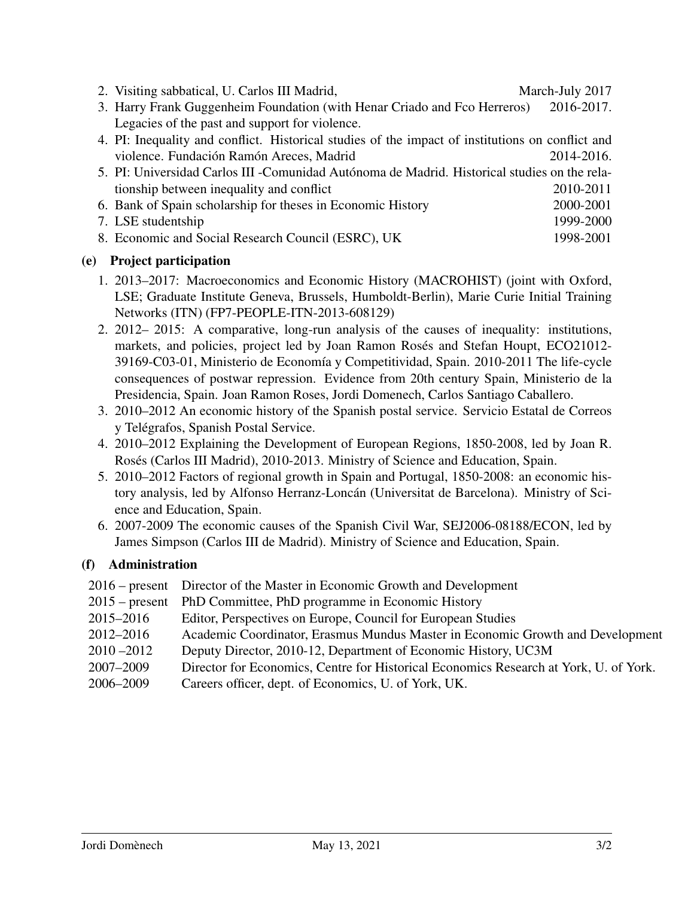2. Visiting sabbatical, U. Carlos III Madrid, March-July 2017
3. Harry Frank Guggenheim Foundation (with Henar Criado and Fco Herreros) 2016-2017. Legacies of the past and support for violence.
4. PI: Inequality and conflict. Historical studies of the impact of institutions on conflict and violence. Fundación Ramón Areces, Madrid 2014-2016.
5. PI: Universidad Carlos III -Comunidad Autónoma de Madrid. Historical studies on the relationship between inequality and conflict 2010-2011
6. Bank of Spain scholarship for theses in Economic History 2000-2001
7. LSE studentship 1999-2000
8. Economic and Social Research Council (ESRC), UK 1998-2001

### (e) Project participation

1. 2013–2017: Macroeconomics and Economic History (MACROHIST) (joint with Oxford, LSE; Graduate Institute Geneva, Brussels, Humboldt-Berlin), Marie Curie Initial Training Networks (ITN) (FP7-PEOPLE-ITN-2013-608129)
2. 2012– 2015: A comparative, long-run analysis of the causes of inequality: institutions, markets, and policies, project led by Joan Ramon Rosés and Stefan Houpt, ECO21012-39169-C03-01, Ministerio de Economía y Competitividad, Spain. 2010-2011 The life-cycle consequences of postwar repression. Evidence from 20th century Spain, Ministerio de la Presidencia, Spain. Joan Ramon Roses, Jordi Domenech, Carlos Santiago Caballero.
3. 2010–2012 An economic history of the Spanish postal service. Servicio Estatal de Correos y Telégrafos, Spanish Postal Service.
4. 2010–2012 Explaining the Development of European Regions, 1850-2008, led by Joan R. Rosés (Carlos III Madrid), 2010-2013. Ministry of Science and Education, Spain.
5. 2010–2012 Factors of regional growth in Spain and Portugal, 1850-2008: an economic history analysis, led by Alfonso Herranz-Loncán (Universitat de Barcelona). Ministry of Science and Education, Spain.
6. 2007-2009 The economic causes of the Spanish Civil War, SEJ2006-08188/ECON, led by James Simpson (Carlos III de Madrid). Ministry of Science and Education, Spain.

### (f) Administration

| | |
|---|---|
| 2016 – present | Director of the Master in Economic Growth and Development |
| 2015 – present | PhD Committee, PhD programme in Economic History |
| 2015–2016 | Editor, Perspectives on Europe, Council for European Studies |
| 2012–2016 | Academic Coordinator, Erasmus Mundus Master in Economic Growth and Development |
| 2010 –2012 | Deputy Director, 2010-12, Department of Economic History, UC3M |
| 2007–2009 | Director for Economics, Centre for Historical Economics Research at York, U. of York. |
| 2006–2009 | Careers officer, dept. of Economics, U. of York, UK. |